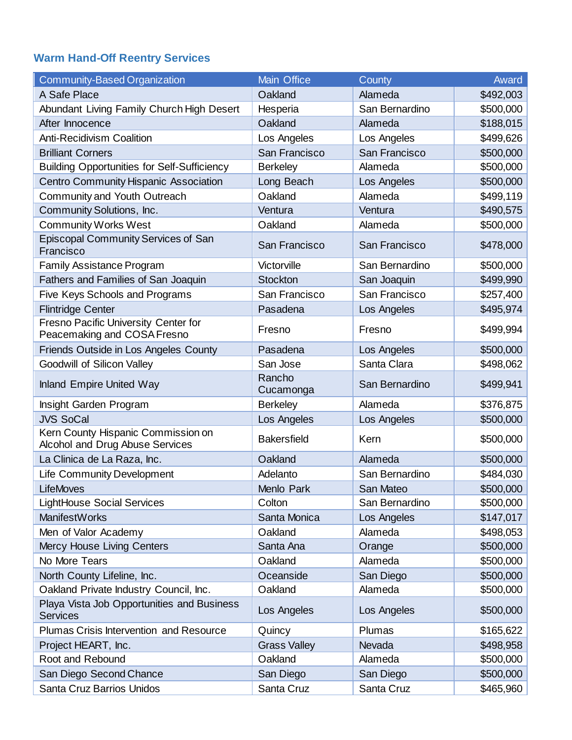## Warm Hand-Off Reentry Services

| Community-Based Organization | Main Office | County | Award |
|---|---|---|---:|
| A Safe Place | Oakland | Alameda | $492,003 |
| Abundant Living Family Church High Desert | Hesperia | San Bernardino | $500,000 |
| After Innocence | Oakland | Alameda | $188,015 |
| Anti-Recidivism Coalition | Los Angeles | Los Angeles | $499,626 |
| Brilliant Corners | San Francisco | San Francisco | $500,000 |
| Building Opportunities for Self-Sufficiency | Berkeley | Alameda | $500,000 |
| Centro Community Hispanic Association | Long Beach | Los Angeles | $500,000 |
| Community and Youth Outreach | Oakland | Alameda | $499,119 |
| Community Solutions, Inc. | Ventura | Ventura | $490,575 |
| Community Works West | Oakland | Alameda | $500,000 |
| Episcopal Community Services of San Francisco | San Francisco | San Francisco | $478,000 |
| Family Assistance Program | Victorville | San Bernardino | $500,000 |
| Fathers and Families of San Joaquin | Stockton | San Joaquin | $499,990 |
| Five Keys Schools and Programs | San Francisco | San Francisco | $257,400 |
| Flintridge Center | Pasadena | Los Angeles | $495,974 |
| Fresno Pacific University Center for Peacemaking and COSA Fresno | Fresno | Fresno | $499,994 |
| Friends Outside in Los Angeles County | Pasadena | Los Angeles | $500,000 |
| Goodwill of Silicon Valley | San Jose | Santa Clara | $498,062 |
| Inland Empire United Way | Rancho Cucamonga | San Bernardino | $499,941 |
| Insight Garden Program | Berkeley | Alameda | $376,875 |
| JVS SoCal | Los Angeles | Los Angeles | $500,000 |
| Kern County Hispanic Commission on Alcohol and Drug Abuse Services | Bakersfield | Kern | $500,000 |
| La Clinica de La Raza, Inc. | Oakland | Alameda | $500,000 |
| Life Community Development | Adelanto | San Bernardino | $484,030 |
| LifeMoves | Menlo Park | San Mateo | $500,000 |
| LightHouse Social Services | Colton | San Bernardino | $500,000 |
| ManifestWorks | Santa Monica | Los Angeles | $147,017 |
| Men of Valor Academy | Oakland | Alameda | $498,053 |
| Mercy House Living Centers | Santa Ana | Orange | $500,000 |
| No More Tears | Oakland | Alameda | $500,000 |
| North County Lifeline, Inc. | Oceanside | San Diego | $500,000 |
| Oakland Private Industry Council, Inc. | Oakland | Alameda | $500,000 |
| Playa Vista Job Opportunities and Business Services | Los Angeles | Los Angeles | $500,000 |
| Plumas Crisis Intervention and Resource | Quincy | Plumas | $165,622 |
| Project HEART, Inc. | Grass Valley | Nevada | $498,958 |
| Root and Rebound | Oakland | Alameda | $500,000 |
| San Diego Second Chance | San Diego | San Diego | $500,000 |
| Santa Cruz Barrios Unidos | Santa Cruz | Santa Cruz | $465,960 |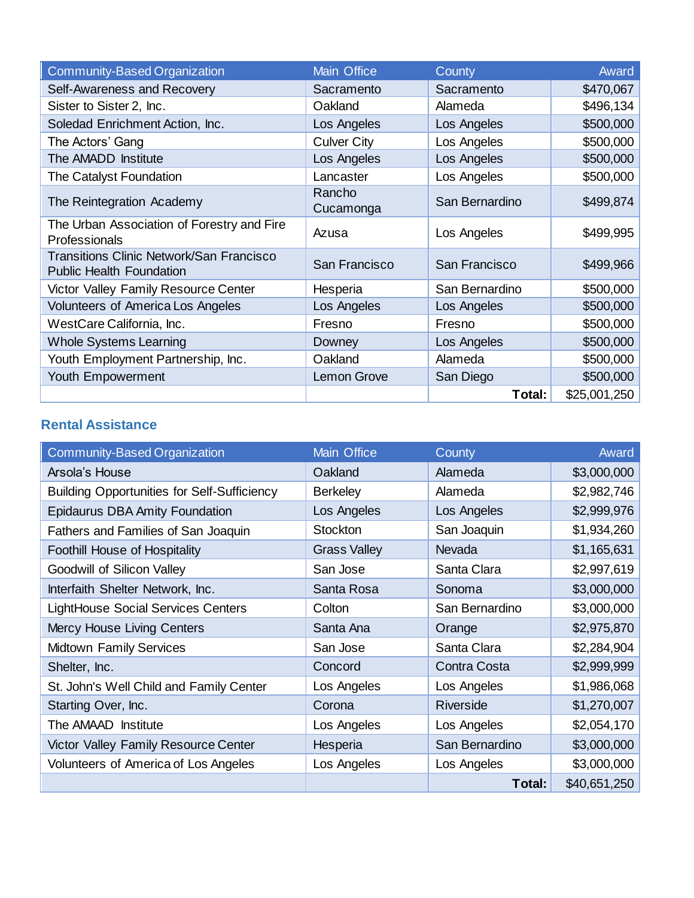| Community-Based Organization | Main Office | County | Award |
|---|---|---|---|
| Self-Awareness and Recovery | Sacramento | Sacramento | $470,067 |
| Sister to Sister 2, Inc. | Oakland | Alameda | $496,134 |
| Soledad Enrichment Action, Inc. | Los Angeles | Los Angeles | $500,000 |
| The Actors' Gang | Culver City | Los Angeles | $500,000 |
| The AMADD Institute | Los Angeles | Los Angeles | $500,000 |
| The Catalyst Foundation | Lancaster | Los Angeles | $500,000 |
| The Reintegration Academy | Rancho Cucamonga | San Bernardino | $499,874 |
| The Urban Association of Forestry and Fire Professionals | Azusa | Los Angeles | $499,995 |
| Transitions Clinic Network/San Francisco Public Health Foundation | San Francisco | San Francisco | $499,966 |
| Victor Valley Family Resource Center | Hesperia | San Bernardino | $500,000 |
| Volunteers of America Los Angeles | Los Angeles | Los Angeles | $500,000 |
| WestCare California, Inc. | Fresno | Fresno | $500,000 |
| Whole Systems Learning | Downey | Los Angeles | $500,000 |
| Youth Employment Partnership, Inc. | Oakland | Alameda | $500,000 |
| Youth Empowerment | Lemon Grove | San Diego | $500,000 |
| | | **Total:** | $25,001,250 |

### Rental Assistance

| Community-Based Organization | Main Office | County | Award |
|---|---|---|---|
| Arsola's House | Oakland | Alameda | $3,000,000 |
| Building Opportunities for Self-Sufficiency | Berkeley | Alameda | $2,982,746 |
| Epidaurus DBA Amity Foundation | Los Angeles | Los Angeles | $2,999,976 |
| Fathers and Families of San Joaquin | Stockton | San Joaquin | $1,934,260 |
| Foothill House of Hospitality | Grass Valley | Nevada | $1,165,631 |
| Goodwill of Silicon Valley | San Jose | Santa Clara | $2,997,619 |
| Interfaith Shelter Network, Inc. | Santa Rosa | Sonoma | $3,000,000 |
| LightHouse Social Services Centers | Colton | San Bernardino | $3,000,000 |
| Mercy House Living Centers | Santa Ana | Orange | $2,975,870 |
| Midtown Family Services | San Jose | Santa Clara | $2,284,904 |
| Shelter, Inc. | Concord | Contra Costa | $2,999,999 |
| St. John's Well Child and Family Center | Los Angeles | Los Angeles | $1,986,068 |
| Starting Over, Inc. | Corona | Riverside | $1,270,007 |
| The AMAAD Institute | Los Angeles | Los Angeles | $2,054,170 |
| Victor Valley Family Resource Center | Hesperia | San Bernardino | $3,000,000 |
| Volunteers of America of Los Angeles | Los Angeles | Los Angeles | $3,000,000 |
| | | **Total:** | $40,651,250 |